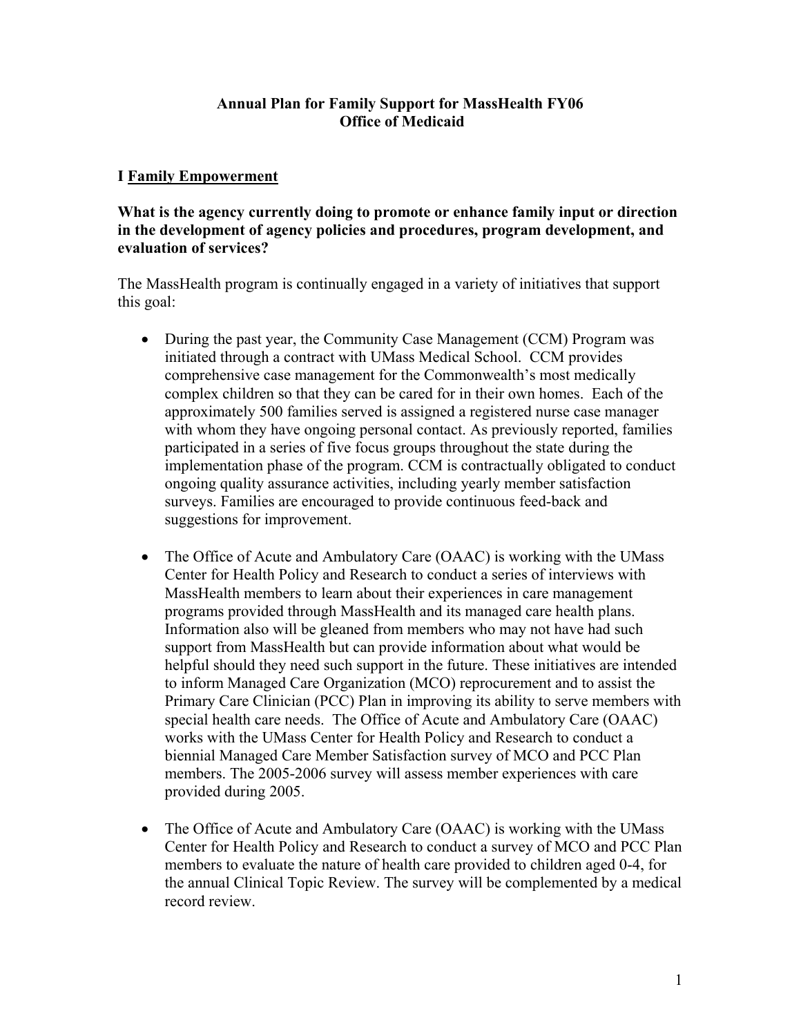# Annual Plan for Family Support for MassHealth FY06
# Office of Medicaid

## I Family Empowerment

**What is the agency currently doing to promote or enhance family input or direction in the development of agency policies and procedures, program development, and evaluation of services?**

The MassHealth program is continually engaged in a variety of initiatives that support this goal:

- During the past year, the Community Case Management (CCM) Program was initiated through a contract with UMass Medical School. CCM provides comprehensive case management for the Commonwealth's most medically complex children so that they can be cared for in their own homes. Each of the approximately 500 families served is assigned a registered nurse case manager with whom they have ongoing personal contact. As previously reported, families participated in a series of five focus groups throughout the state during the implementation phase of the program. CCM is contractually obligated to conduct ongoing quality assurance activities, including yearly member satisfaction surveys. Families are encouraged to provide continuous feed-back and suggestions for improvement.

- The Office of Acute and Ambulatory Care (OAAC) is working with the UMass Center for Health Policy and Research to conduct a series of interviews with MassHealth members to learn about their experiences in care management programs provided through MassHealth and its managed care health plans. Information also will be gleaned from members who may not have had such support from MassHealth but can provide information about what would be helpful should they need such support in the future. These initiatives are intended to inform Managed Care Organization (MCO) reprocurement and to assist the Primary Care Clinician (PCC) Plan in improving its ability to serve members with special health care needs. The Office of Acute and Ambulatory Care (OAAC) works with the UMass Center for Health Policy and Research to conduct a biennial Managed Care Member Satisfaction survey of MCO and PCC Plan members. The 2005-2006 survey will assess member experiences with care provided during 2005.

- The Office of Acute and Ambulatory Care (OAAC) is working with the UMass Center for Health Policy and Research to conduct a survey of MCO and PCC Plan members to evaluate the nature of health care provided to children aged 0-4, for the annual Clinical Topic Review. The survey will be complemented by a medical record review.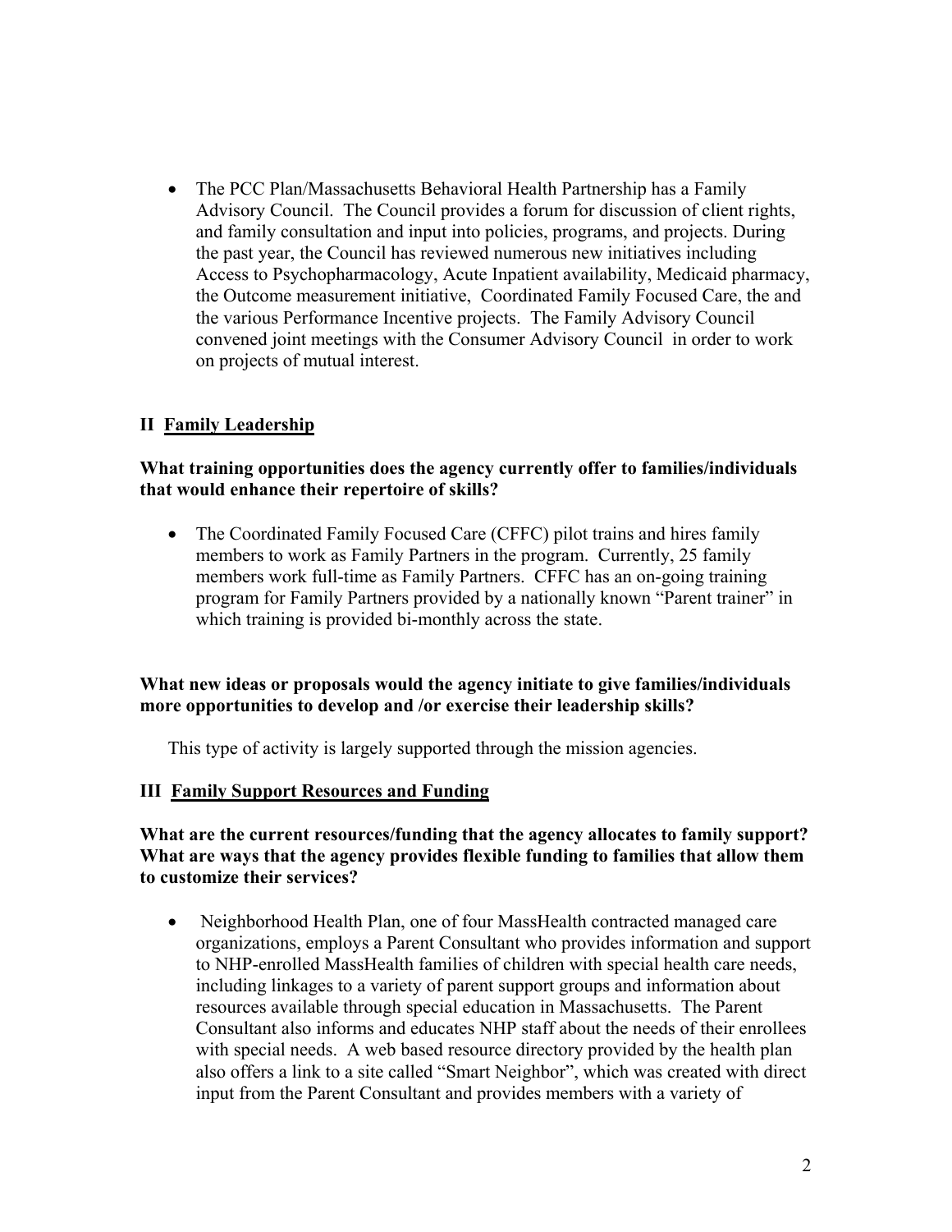- The PCC Plan/Massachusetts Behavioral Health Partnership has a Family Advisory Council. The Council provides a forum for discussion of client rights, and family consultation and input into policies, programs, and projects. During the past year, the Council has reviewed numerous new initiatives including Access to Psychopharmacology, Acute Inpatient availability, Medicaid pharmacy, the Outcome measurement initiative, Coordinated Family Focused Care, the and the various Performance Incentive projects. The Family Advisory Council convened joint meetings with the Consumer Advisory Council in order to work on projects of mutual interest.

## II <u>Family Leadership</u>

**What training opportunities does the agency currently offer to families/individuals that would enhance their repertoire of skills?**

- The Coordinated Family Focused Care (CFFC) pilot trains and hires family members to work as Family Partners in the program. Currently, 25 family members work full-time as Family Partners. CFFC has an on-going training program for Family Partners provided by a nationally known "Parent trainer" in which training is provided bi-monthly across the state.

**What new ideas or proposals would the agency initiate to give families/individuals more opportunities to develop and /or exercise their leadership skills?**

This type of activity is largely supported through the mission agencies.

## III <u>Family Support Resources and Funding</u>

**What are the current resources/funding that the agency allocates to family support? What are ways that the agency provides flexible funding to families that allow them to customize their services?**

- Neighborhood Health Plan, one of four MassHealth contracted managed care organizations, employs a Parent Consultant who provides information and support to NHP-enrolled MassHealth families of children with special health care needs, including linkages to a variety of parent support groups and information about resources available through special education in Massachusetts. The Parent Consultant also informs and educates NHP staff about the needs of their enrollees with special needs. A web based resource directory provided by the health plan also offers a link to a site called "Smart Neighbor", which was created with direct input from the Parent Consultant and provides members with a variety of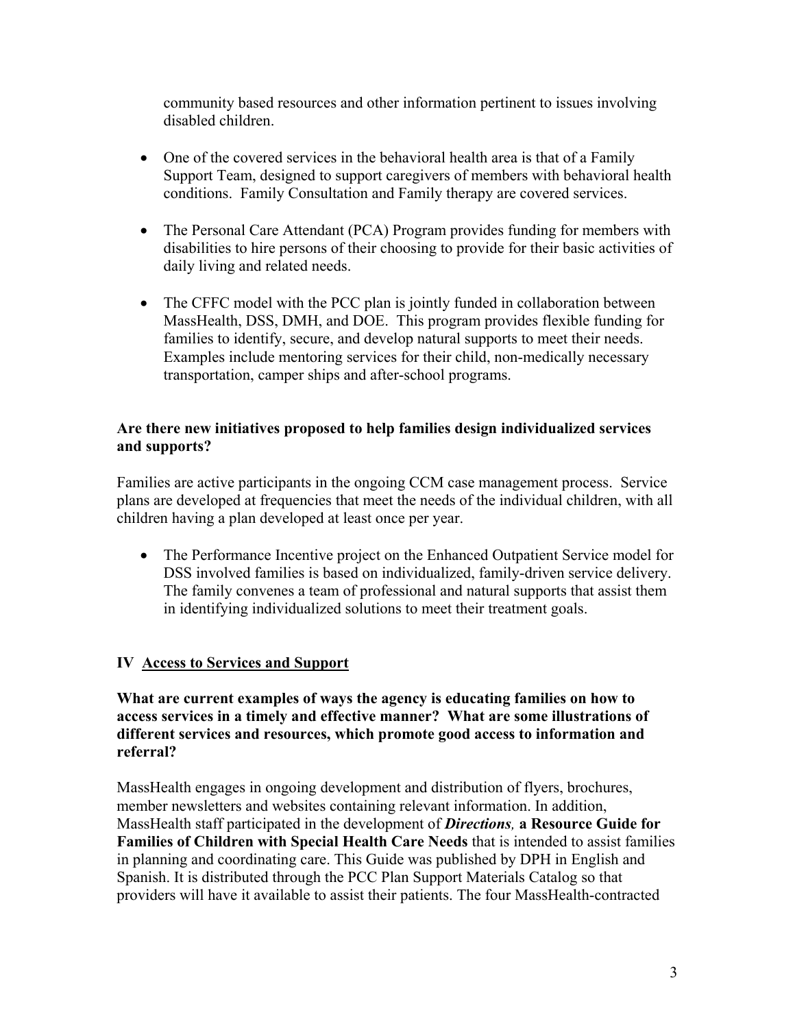community based resources and other information pertinent to issues involving disabled children.

- One of the covered services in the behavioral health area is that of a Family Support Team, designed to support caregivers of members with behavioral health conditions. Family Consultation and Family therapy are covered services.

- The Personal Care Attendant (PCA) Program provides funding for members with disabilities to hire persons of their choosing to provide for their basic activities of daily living and related needs.

- The CFFC model with the PCC plan is jointly funded in collaboration between MassHealth, DSS, DMH, and DOE. This program provides flexible funding for families to identify, secure, and develop natural supports to meet their needs. Examples include mentoring services for their child, non-medically necessary transportation, camper ships and after-school programs.

**Are there new initiatives proposed to help families design individualized services and supports?**

Families are active participants in the ongoing CCM case management process. Service plans are developed at frequencies that meet the needs of the individual children, with all children having a plan developed at least once per year.

- The Performance Incentive project on the Enhanced Outpatient Service model for DSS involved families is based on individualized, family-driven service delivery. The family convenes a team of professional and natural supports that assist them in identifying individualized solutions to meet their treatment goals.

## IV <u>Access to Services and Support</u>

**What are current examples of ways the agency is educating families on how to access services in a timely and effective manner? What are some illustrations of different services and resources, which promote good access to information and referral?**

MassHealth engages in ongoing development and distribution of flyers, brochures, member newsletters and websites containing relevant information. In addition, MassHealth staff participated in the development of ***Directions*, a Resource Guide for Families of Children with Special Health Care Needs** that is intended to assist families in planning and coordinating care. This Guide was published by DPH in English and Spanish. It is distributed through the PCC Plan Support Materials Catalog so that providers will have it available to assist their patients. The four MassHealth-contracted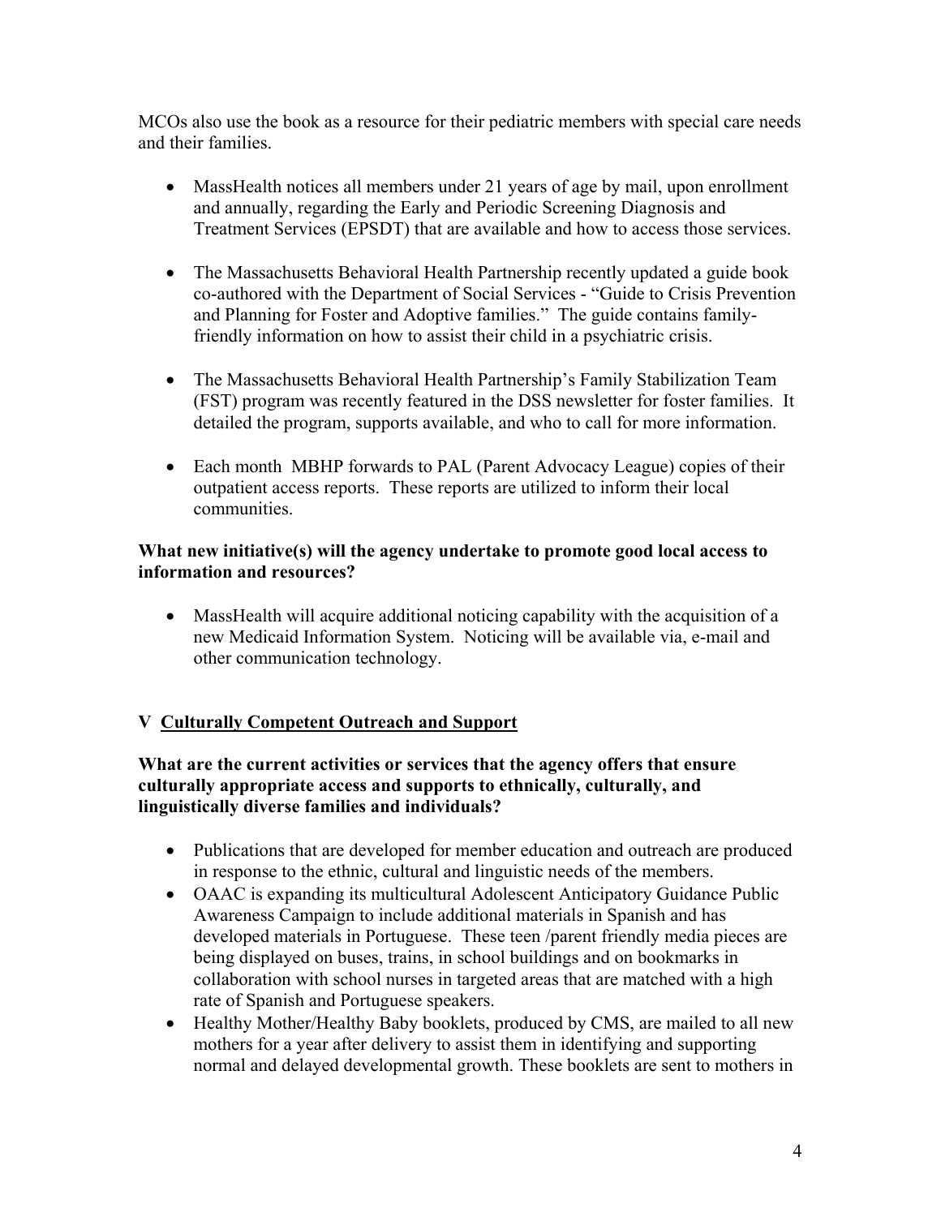MCOs also use the book as a resource for their pediatric members with special care needs and their families.

- MassHealth notices all members under 21 years of age by mail, upon enrollment and annually, regarding the Early and Periodic Screening Diagnosis and Treatment Services (EPSDT) that are available and how to access those services.

- The Massachusetts Behavioral Health Partnership recently updated a guide book co-authored with the Department of Social Services - "Guide to Crisis Prevention and Planning for Foster and Adoptive families." The guide contains family-friendly information on how to assist their child in a psychiatric crisis.

- The Massachusetts Behavioral Health Partnership's Family Stabilization Team (FST) program was recently featured in the DSS newsletter for foster families. It detailed the program, supports available, and who to call for more information.

- Each month MBHP forwards to PAL (Parent Advocacy League) copies of their outpatient access reports. These reports are utilized to inform their local communities.

**What new initiative(s) will the agency undertake to promote good local access to information and resources?**

- MassHealth will acquire additional noticing capability with the acquisition of a new Medicaid Information System. Noticing will be available via, e-mail and other communication technology.

## V <u>Culturally Competent Outreach and Support</u>

**What are the current activities or services that the agency offers that ensure culturally appropriate access and supports to ethnically, culturally, and linguistically diverse families and individuals?**

- Publications that are developed for member education and outreach are produced in response to the ethnic, cultural and linguistic needs of the members.
- OAAC is expanding its multicultural Adolescent Anticipatory Guidance Public Awareness Campaign to include additional materials in Spanish and has developed materials in Portuguese. These teen /parent friendly media pieces are being displayed on buses, trains, in school buildings and on bookmarks in collaboration with school nurses in targeted areas that are matched with a high rate of Spanish and Portuguese speakers.
- Healthy Mother/Healthy Baby booklets, produced by CMS, are mailed to all new mothers for a year after delivery to assist them in identifying and supporting normal and delayed developmental growth. These booklets are sent to mothers in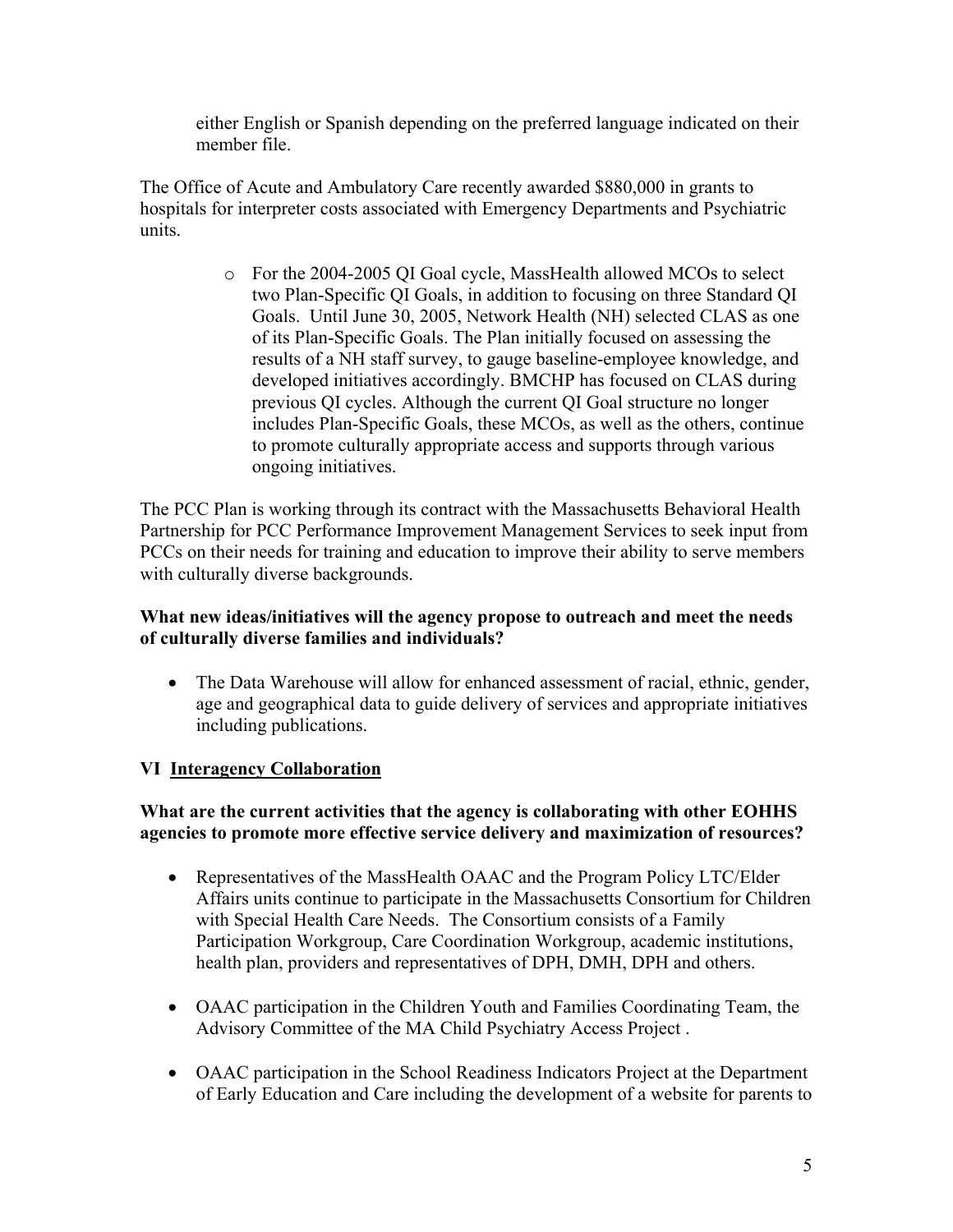either English or Spanish depending on the preferred language indicated on their member file.

The Office of Acute and Ambulatory Care recently awarded $880,000 in grants to hospitals for interpreter costs associated with Emergency Departments and Psychiatric units.

- For the 2004-2005 QI Goal cycle, MassHealth allowed MCOs to select two Plan-Specific QI Goals, in addition to focusing on three Standard QI Goals. Until June 30, 2005, Network Health (NH) selected CLAS as one of its Plan-Specific Goals. The Plan initially focused on assessing the results of a NH staff survey, to gauge baseline-employee knowledge, and developed initiatives accordingly. BMCHP has focused on CLAS during previous QI cycles. Although the current QI Goal structure no longer includes Plan-Specific Goals, these MCOs, as well as the others, continue to promote culturally appropriate access and supports through various ongoing initiatives.

The PCC Plan is working through its contract with the Massachusetts Behavioral Health Partnership for PCC Performance Improvement Management Services to seek input from PCCs on their needs for training and education to improve their ability to serve members with culturally diverse backgrounds.

**What new ideas/initiatives will the agency propose to outreach and meet the needs of culturally diverse families and individuals?**

- The Data Warehouse will allow for enhanced assessment of racial, ethnic, gender, age and geographical data to guide delivery of services and appropriate initiatives including publications.

## VI Interagency Collaboration

**What are the current activities that the agency is collaborating with other EOHHS agencies to promote more effective service delivery and maximization of resources?**

- Representatives of the MassHealth OAAC and the Program Policy LTC/Elder Affairs units continue to participate in the Massachusetts Consortium for Children with Special Health Care Needs. The Consortium consists of a Family Participation Workgroup, Care Coordination Workgroup, academic institutions, health plan, providers and representatives of DPH, DMH, DPH and others.

- OAAC participation in the Children Youth and Families Coordinating Team, the Advisory Committee of the MA Child Psychiatry Access Project .

- OAAC participation in the School Readiness Indicators Project at the Department of Early Education and Care including the development of a website for parents to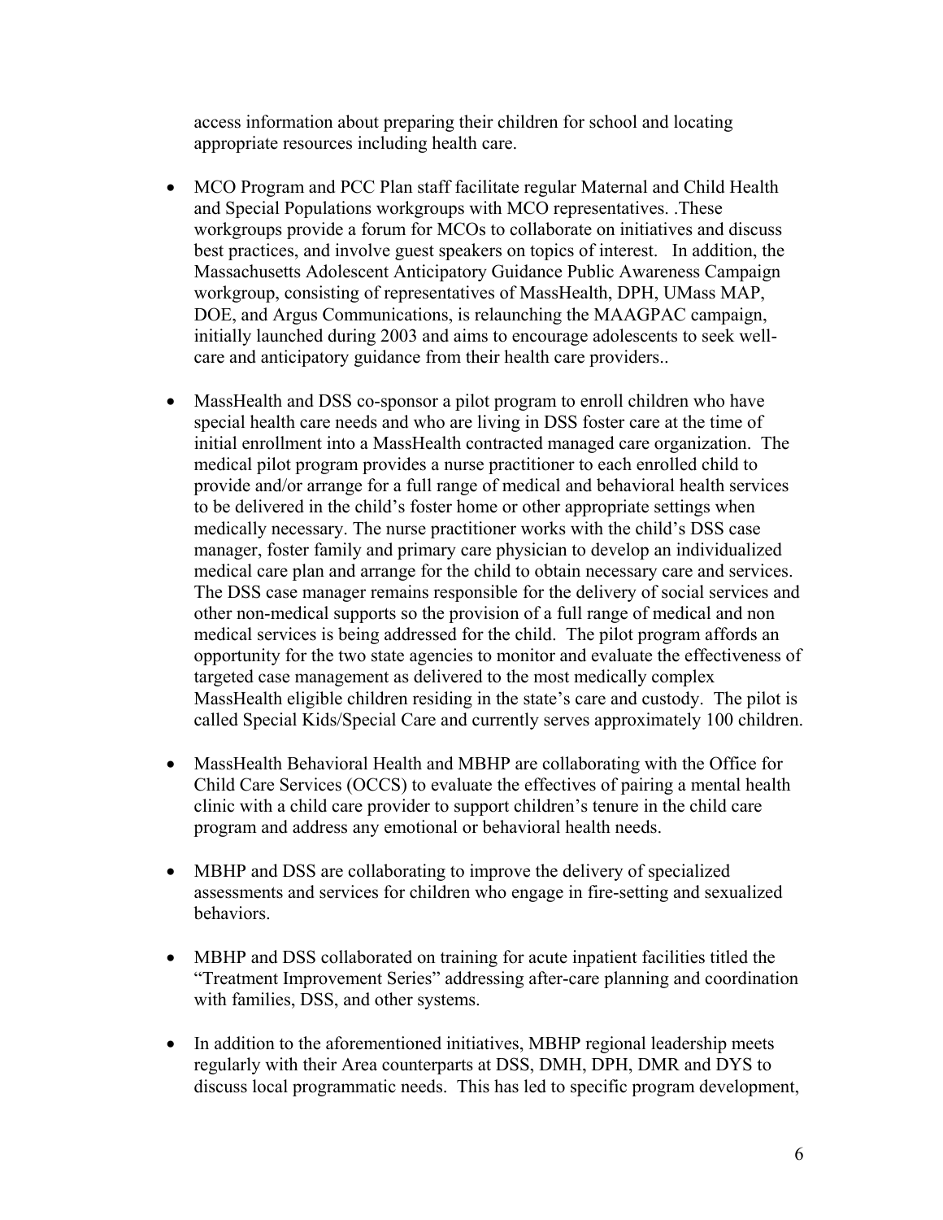access information about preparing their children for school and locating appropriate resources including health care.

- MCO Program and PCC Plan staff facilitate regular Maternal and Child Health and Special Populations workgroups with MCO representatives. .These workgroups provide a forum for MCOs to collaborate on initiatives and discuss best practices, and involve guest speakers on topics of interest. In addition, the Massachusetts Adolescent Anticipatory Guidance Public Awareness Campaign workgroup, consisting of representatives of MassHealth, DPH, UMass MAP, DOE, and Argus Communications, is relaunching the MAAGPAC campaign, initially launched during 2003 and aims to encourage adolescents to seek well-care and anticipatory guidance from their health care providers..

- MassHealth and DSS co-sponsor a pilot program to enroll children who have special health care needs and who are living in DSS foster care at the time of initial enrollment into a MassHealth contracted managed care organization. The medical pilot program provides a nurse practitioner to each enrolled child to provide and/or arrange for a full range of medical and behavioral health services to be delivered in the child's foster home or other appropriate settings when medically necessary. The nurse practitioner works with the child's DSS case manager, foster family and primary care physician to develop an individualized medical care plan and arrange for the child to obtain necessary care and services. The DSS case manager remains responsible for the delivery of social services and other non-medical supports so the provision of a full range of medical and non medical services is being addressed for the child. The pilot program affords an opportunity for the two state agencies to monitor and evaluate the effectiveness of targeted case management as delivered to the most medically complex MassHealth eligible children residing in the state's care and custody. The pilot is called Special Kids/Special Care and currently serves approximately 100 children.

- MassHealth Behavioral Health and MBHP are collaborating with the Office for Child Care Services (OCCS) to evaluate the effectives of pairing a mental health clinic with a child care provider to support children's tenure in the child care program and address any emotional or behavioral health needs.

- MBHP and DSS are collaborating to improve the delivery of specialized assessments and services for children who engage in fire-setting and sexualized behaviors.

- MBHP and DSS collaborated on training for acute inpatient facilities titled the "Treatment Improvement Series" addressing after-care planning and coordination with families, DSS, and other systems.

- In addition to the aforementioned initiatives, MBHP regional leadership meets regularly with their Area counterparts at DSS, DMH, DPH, DMR and DYS to discuss local programmatic needs. This has led to specific program development,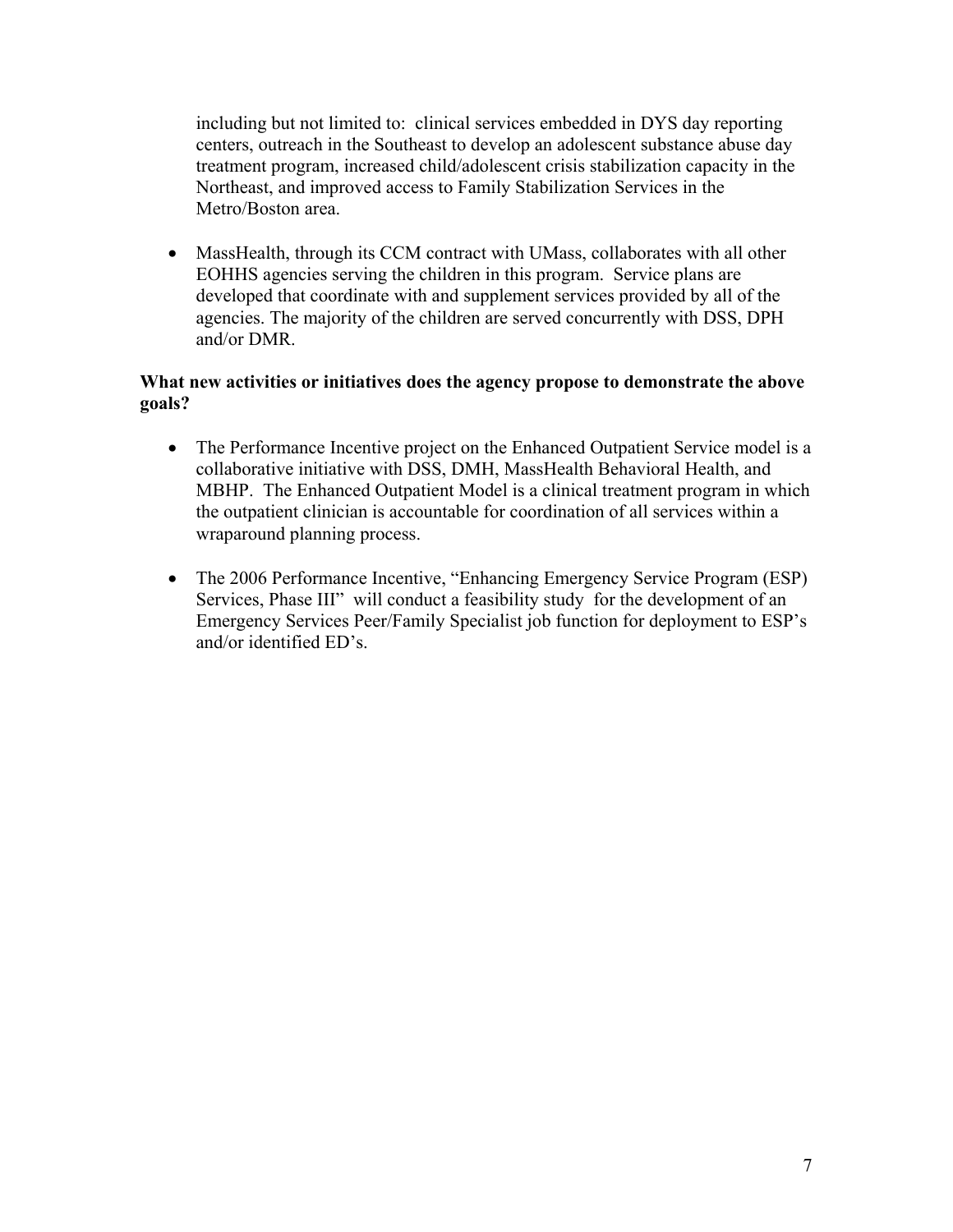including but not limited to: clinical services embedded in DYS day reporting centers, outreach in the Southeast to develop an adolescent substance abuse day treatment program, increased child/adolescent crisis stabilization capacity in the Northeast, and improved access to Family Stabilization Services in the Metro/Boston area.

- MassHealth, through its CCM contract with UMass, collaborates with all other EOHHS agencies serving the children in this program. Service plans are developed that coordinate with and supplement services provided by all of the agencies. The majority of the children are served concurrently with DSS, DPH and/or DMR.

**What new activities or initiatives does the agency propose to demonstrate the above goals?**

- The Performance Incentive project on the Enhanced Outpatient Service model is a collaborative initiative with DSS, DMH, MassHealth Behavioral Health, and MBHP. The Enhanced Outpatient Model is a clinical treatment program in which the outpatient clinician is accountable for coordination of all services within a wraparound planning process.

- The 2006 Performance Incentive, "Enhancing Emergency Service Program (ESP) Services, Phase III" will conduct a feasibility study for the development of an Emergency Services Peer/Family Specialist job function for deployment to ESP's and/or identified ED's.